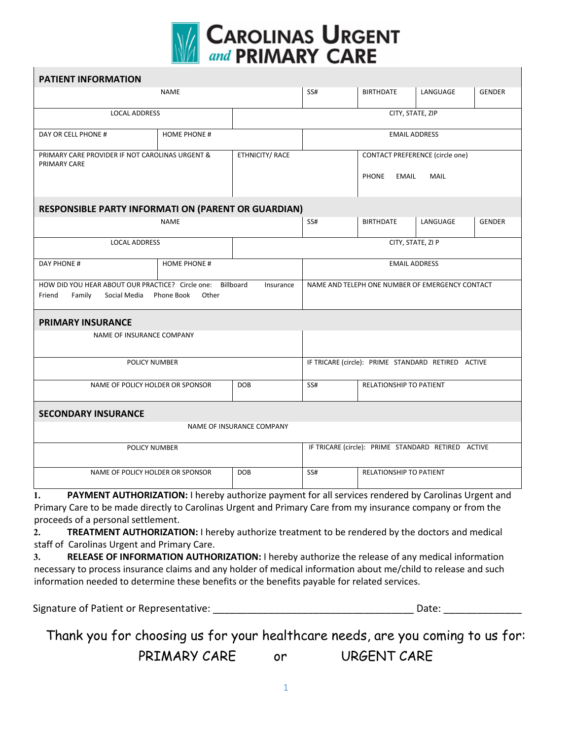# CAROLINAS URGENT *and* PRIMARY CARE

## PATIENT INFORMATION

| NAME | | SS# | BIRTHDATE | LANGUAGE | GENDER |
|---|---|---|---|---|---|
| LOCAL ADDRESS | CITY, STATE, ZIP | | | | |
| DAY OR CELL PHONE # | HOME PHONE # | EMAIL ADDRESS | | | |
| PRIMARY CARE PROVIDER IF NOT CAROLINAS URGENT & PRIMARY CARE | ETHNICITY/ RACE | CONTACT PREFERENCE (circle one) PHONE EMAIL MAIL | | | |

## RESPONSIBLE PARTY INFORMATI ON (PARENT OR GUARDIAN)

| NAME | | SS# | BIRTHDATE | LANGUAGE | GENDER |
|---|---|---|---|---|---|
| LOCAL ADDRESS | CITY, STATE, ZI P | | | | |
| DAY PHONE # | HOME PHONE # | EMAIL ADDRESS | | | |
| HOW DID YOU HEAR ABOUT OUR PRACTICE? Circle one: Billboard Insurance Friend Family Social Media Phone Book Other | | NAME AND TELEPH ONE NUMBER OF EMERGENCY CONTACT | | | |

## PRIMARY INSURANCE

| NAME OF INSURANCE COMPANY | | | |
|---|---|---|---|
| POLICY NUMBER | | IF TRICARE (circle): PRIME STANDARD RETIRED ACTIVE | |
| NAME OF POLICY HOLDER OR SPONSOR | DOB | SS# | RELATIONSHIP TO PATIENT |

## SECONDARY INSURANCE

| NAME OF INSURANCE COMPANY | | | |
|---|---|---|---|
| POLICY NUMBER | | IF TRICARE (circle): PRIME STANDARD RETIRED ACTIVE | |
| NAME OF POLICY HOLDER OR SPONSOR | DOB | SS# | RELATIONSHIP TO PATIENT |

1. **PAYMENT AUTHORIZATION:** I hereby authorize payment for all services rendered by Carolinas Urgent and Primary Care to be made directly to Carolinas Urgent and Primary Care from my insurance company or from the proceeds of a personal settlement.
2. **TREATMENT AUTHORIZATION:** I hereby authorize treatment to be rendered by the doctors and medical staff of Carolinas Urgent and Primary Care.
3. **RELEASE OF INFORMATION AUTHORIZATION:** I hereby authorize the release of any medical information necessary to process insurance claims and any holder of medical information about me/child to release and such information needed to determine these benefits or the benefits payable for related services.

Signature of Patient or Representative: ___________________________________ Date: _____________

Thank you for choosing us for your healthcare needs, are you coming to us for:

PRIMARY CARE or URGENT CARE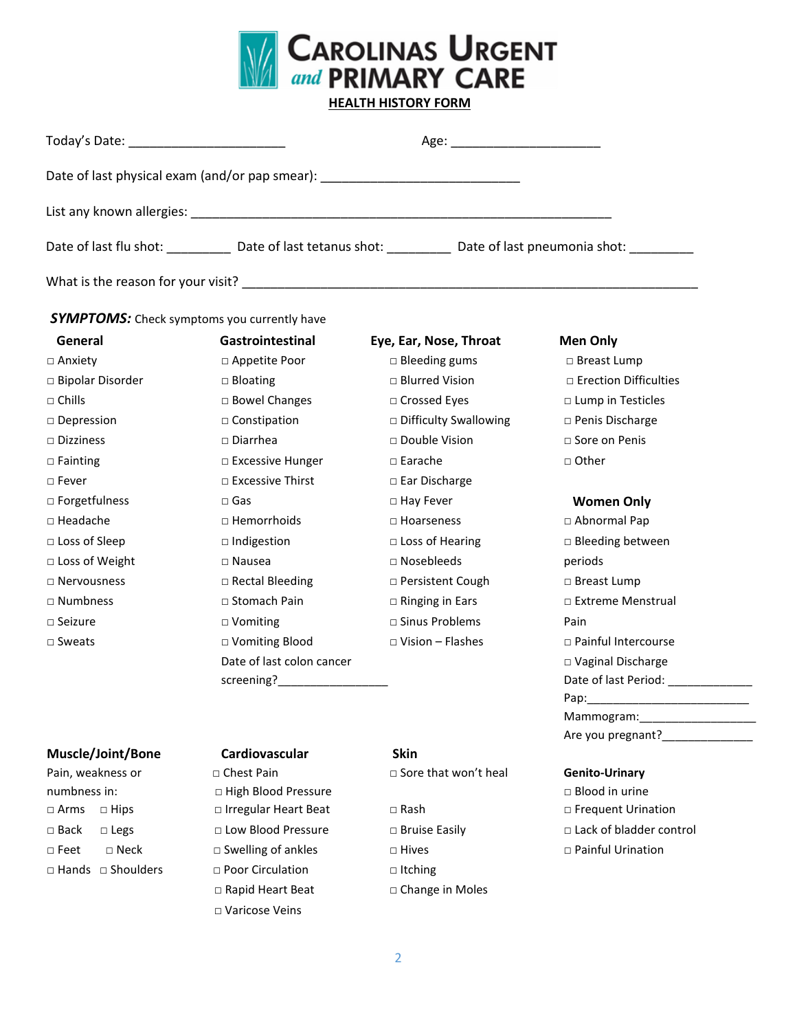# CAROLINAS URGENT and PRIMARY CARE

**HEALTH HISTORY FORM**

Today's Date: ______________________ Age: ______________________

Date of last physical exam (and/or pap smear): ____________________________

List any known allergies: ____________________________________________________________

Date of last flu shot: _________ Date of last tetanus shot: _________ Date of last pneumonia shot: _________

What is the reason for your visit? _________________________________________________________________

***SYMPTOMS:*** Check symptoms you currently have

**General**

- □ Anxiety
- □ Bipolar Disorder
- □ Chills
- □ Depression
- □ Dizziness
- □ Fainting
- □ Fever
- □ Forgetfulness
- □ Headache
- □ Loss of Sleep
- □ Loss of Weight
- □ Nervousness
- □ Numbness
- □ Seizure
- □ Sweats

**Gastrointestinal**

- □ Appetite Poor
- □ Bloating
- □ Bowel Changes
- □ Constipation
- □ Diarrhea
- □ Excessive Hunger
- □ Excessive Thirst
- □ Gas
- □ Hemorrhoids
- □ Indigestion
- □ Nausea
- □ Rectal Bleeding
- □ Stomach Pain
- □ Vomiting
- □ Vomiting Blood

Date of last colon cancer screening?_________________

**Eye, Ear, Nose, Throat**

- □ Bleeding gums
- □ Blurred Vision
- □ Crossed Eyes
- □ Difficulty Swallowing
- □ Double Vision
- □ Earache
- □ Ear Discharge
- □ Hay Fever
- □ Hoarseness
- □ Loss of Hearing
- □ Nosebleeds
- □ Persistent Cough
- □ Ringing in Ears
- □ Sinus Problems
- □ Vision – Flashes

**Men Only**

- □ Breast Lump
- □ Erection Difficulties
- □ Lump in Testicles
- □ Penis Discharge
- □ Sore on Penis
- □ Other

**Women Only**

- □ Abnormal Pap
- □ Bleeding between periods
- □ Breast Lump
- □ Extreme Menstrual Pain
- □ Painful Intercourse
- □ Vaginal Discharge

Date of last Period: _____________

Pap:_________________________

Mammogram:_________________

Are you pregnant?_____________

**Muscle/Joint/Bone**

Pain, weakness or numbness in:

- □ Arms □ Hips
- □ Back □ Legs
- □ Feet □ Neck
- □ Hands □ Shoulders

**Cardiovascular**

- □ Chest Pain
- □ High Blood Pressure
- □ Irregular Heart Beat
- □ Low Blood Pressure
- □ Swelling of ankles
- □ Poor Circulation
- □ Rapid Heart Beat
- □ Varicose Veins

**Skin**

- □ Sore that won't heal
- □ Rash
- □ Bruise Easily
- □ Hives
- □ Itching
- □ Change in Moles

**Genito-Urinary**

- □ Blood in urine
- □ Frequent Urination
- □ Lack of bladder control
- □ Painful Urination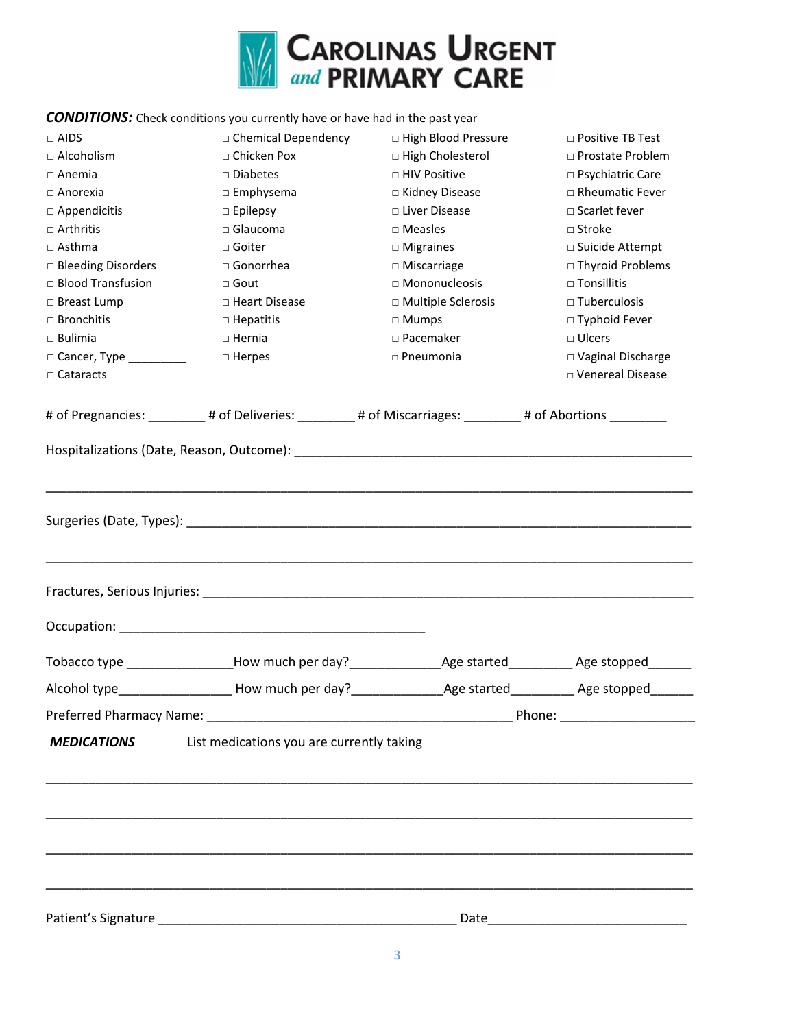# CAROLINAS URGENT and PRIMARY CARE

***CONDITIONS:*** Check conditions you currently have or have had in the past year

| | | | |
|---|---|---|---|
| □ AIDS | □ Chemical Dependency | □ High Blood Pressure | □ Positive TB Test |
| □ Alcoholism | □ Chicken Pox | □ High Cholesterol | □ Prostate Problem |
| □ Anemia | □ Diabetes | □ HIV Positive | □ Psychiatric Care |
| □ Anorexia | □ Emphysema | □ Kidney Disease | □ Rheumatic Fever |
| □ Appendicitis | □ Epilepsy | □ Liver Disease | □ Scarlet fever |
| □ Arthritis | □ Glaucoma | □ Measles | □ Stroke |
| □ Asthma | □ Goiter | □ Migraines | □ Suicide Attempt |
| □ Bleeding Disorders | □ Gonorrhea | □ Miscarriage | □ Thyroid Problems |
| □ Blood Transfusion | □ Gout | □ Mononucleosis | □ Tonsillitis |
| □ Breast Lump | □ Heart Disease | □ Multiple Sclerosis | □ Tuberculosis |
| □ Bronchitis | □ Hepatitis | □ Mumps | □ Typhoid Fever |
| □ Bulimia | □ Hernia | □ Pacemaker | □ Ulcers |
| □ Cancer, Type _________ | □ Herpes | □ Pneumonia | □ Vaginal Discharge |
| □ Cataracts | | | □ Venereal Disease |

# of Pregnancies: ________ # of Deliveries: ________ # of Miscarriages: ________ # of Abortions ________

Hospitalizations (Date, Reason, Outcome): ____________________________________________________

____________________________________________________________________________

Surgeries (Date, Types): ____________________________________________________________

____________________________________________________________________________

Fractures, Serious Injuries: _________________________________________________________

Occupation: ___________________________________________

Tobacco type _______________How much per day?_____________Age started_________ Age stopped______

Alcohol type________________ How much per day?_____________Age started_________ Age stopped______

Preferred Pharmacy Name: ___________________________________________ Phone: ___________________

***MEDICATIONS*** List medications you are currently taking

____________________________________________________________________________

____________________________________________________________________________

____________________________________________________________________________

____________________________________________________________________________

Patient's Signature __________________________________________ Date____________________________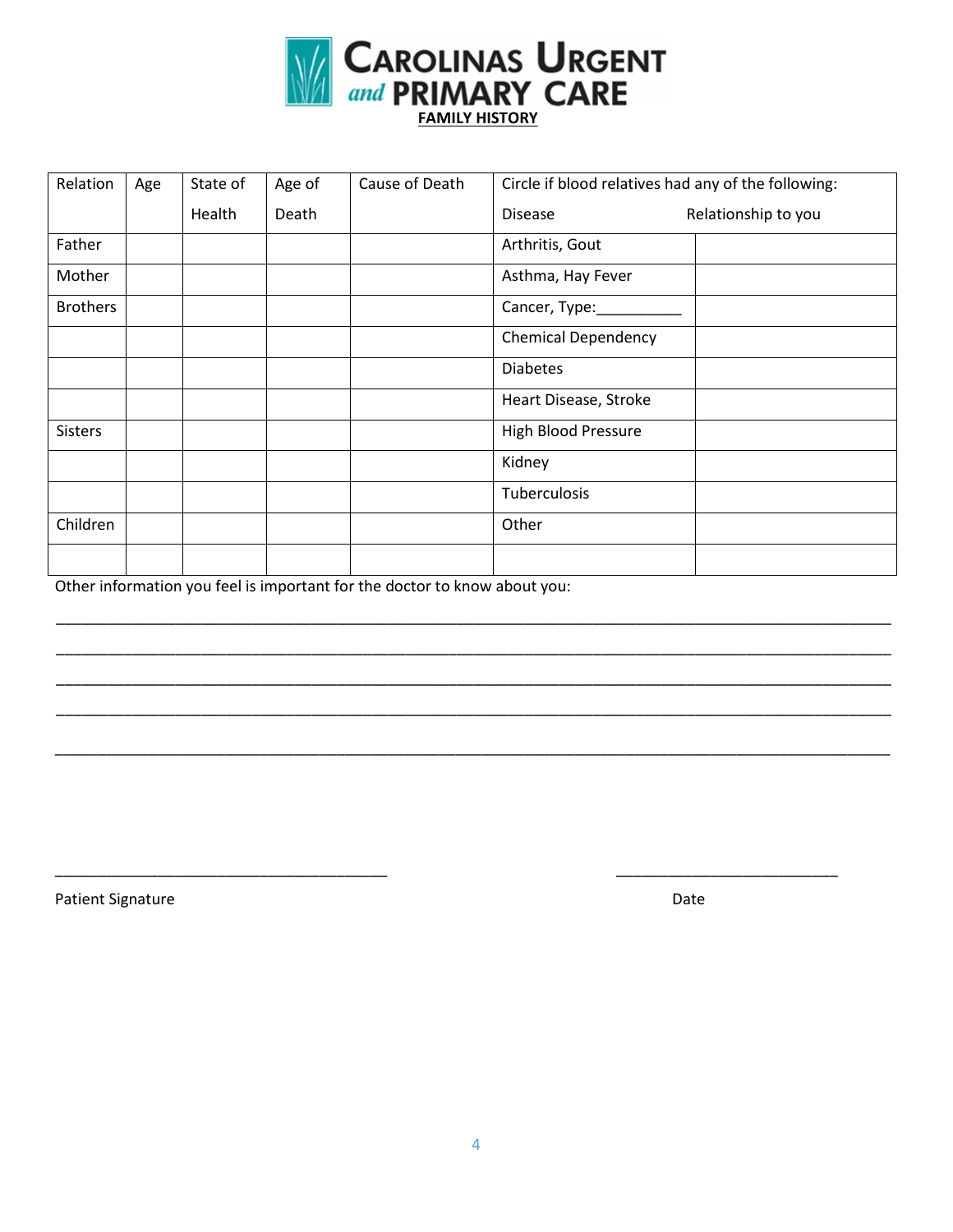# CAROLINAS URGENT and PRIMARY CARE

## FAMILY HISTORY

| Relation | Age | State of Health | Age of Death | Cause of Death | Circle if blood relatives had any of the following: Disease | Relationship to you |
|---|---|---|---|---|---|---|
| Father | | | | | Arthritis, Gout | |
| Mother | | | | | Asthma, Hay Fever | |
| Brothers | | | | | Cancer, Type:__________ | |
| | | | | | Chemical Dependency | |
| | | | | | Diabetes | |
| | | | | | Heart Disease, Stroke | |
| Sisters | | | | | High Blood Pressure | |
| | | | | | Kidney | |
| | | | | | Tuberculosis | |
| Children | | | | | Other | |
| | | | | | | |

Other information you feel is important for the doctor to know about you:

______________________________________________________________________________________________

______________________________________________________________________________________________

______________________________________________________________________________________________

______________________________________________________________________________________________

______________________________________________________________________________________________

________________________________________ ___________________________

Patient Signature Date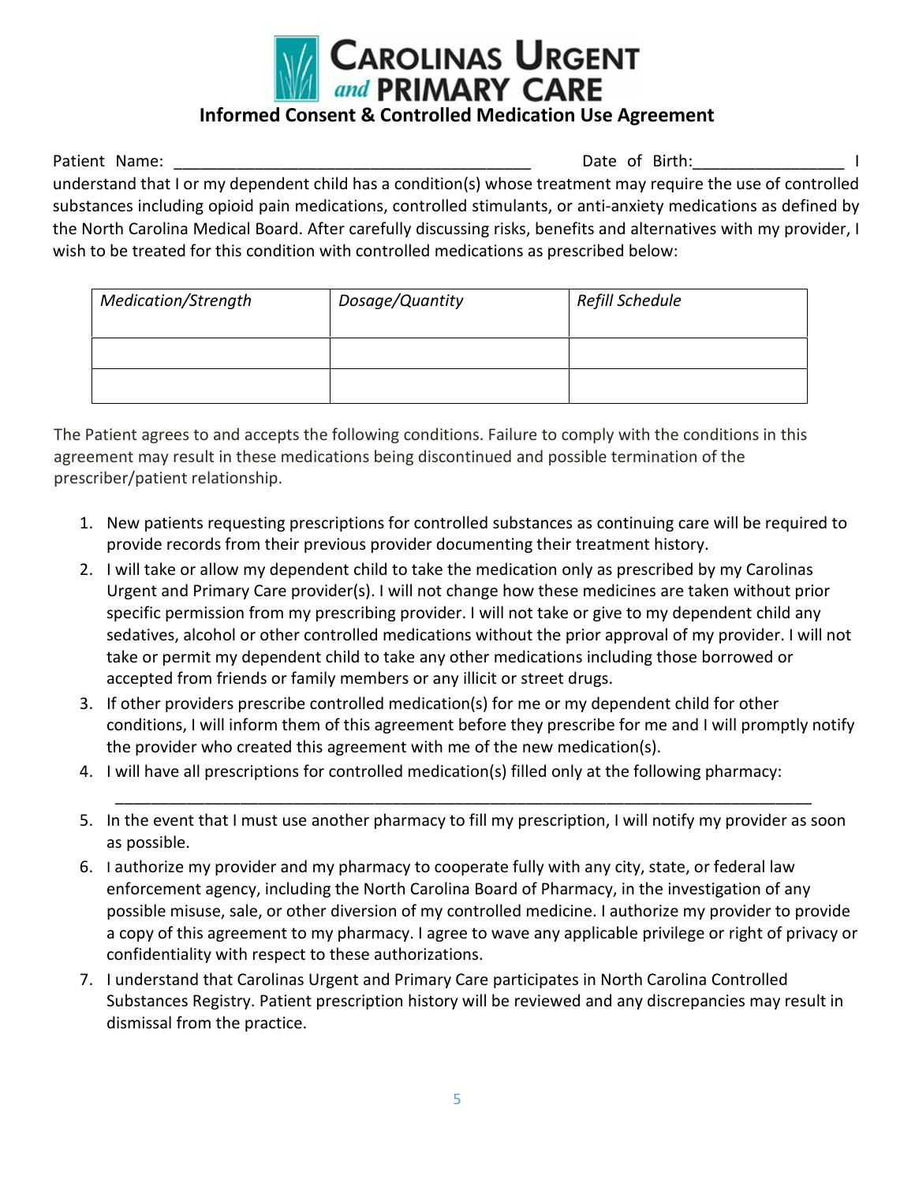# Carolinas Urgent and PRIMARY CARE

## Informed Consent & Controlled Medication Use Agreement

Patient Name: ________________________________________ Date of Birth:________________ I understand that I or my dependent child has a condition(s) whose treatment may require the use of controlled substances including opioid pain medications, controlled stimulants, or anti-anxiety medications as defined by the North Carolina Medical Board. After carefully discussing risks, benefits and alternatives with my provider, I wish to be treated for this condition with controlled medications as prescribed below:

| *Medication/Strength* | *Dosage/Quantity* | *Refill Schedule* |
|---|---|---|
| | | |
| | | |

The Patient agrees to and accepts the following conditions. Failure to comply with the conditions in this agreement may result in these medications being discontinued and possible termination of the prescriber/patient relationship.

1. New patients requesting prescriptions for controlled substances as continuing care will be required to provide records from their previous provider documenting their treatment history.
2. I will take or allow my dependent child to take the medication only as prescribed by my Carolinas Urgent and Primary Care provider(s). I will not change how these medicines are taken without prior specific permission from my prescribing provider. I will not take or give to my dependent child any sedatives, alcohol or other controlled medications without the prior approval of my provider. I will not take or permit my dependent child to take any other medications including those borrowed or accepted from friends or family members or any illicit or street drugs.
3. If other providers prescribe controlled medication(s) for me or my dependent child for other conditions, I will inform them of this agreement before they prescribe for me and I will promptly notify the provider who created this agreement with me of the new medication(s).
4. I will have all prescriptions for controlled medication(s) filled only at the following pharmacy:
   ______________________________________________________________________________
5. In the event that I must use another pharmacy to fill my prescription, I will notify my provider as soon as possible.
6. I authorize my provider and my pharmacy to cooperate fully with any city, state, or federal law enforcement agency, including the North Carolina Board of Pharmacy, in the investigation of any possible misuse, sale, or other diversion of my controlled medicine. I authorize my provider to provide a copy of this agreement to my pharmacy. I agree to wave any applicable privilege or right of privacy or confidentiality with respect to these authorizations.
7. I understand that Carolinas Urgent and Primary Care participates in North Carolina Controlled Substances Registry. Patient prescription history will be reviewed and any discrepancies may result in dismissal from the practice.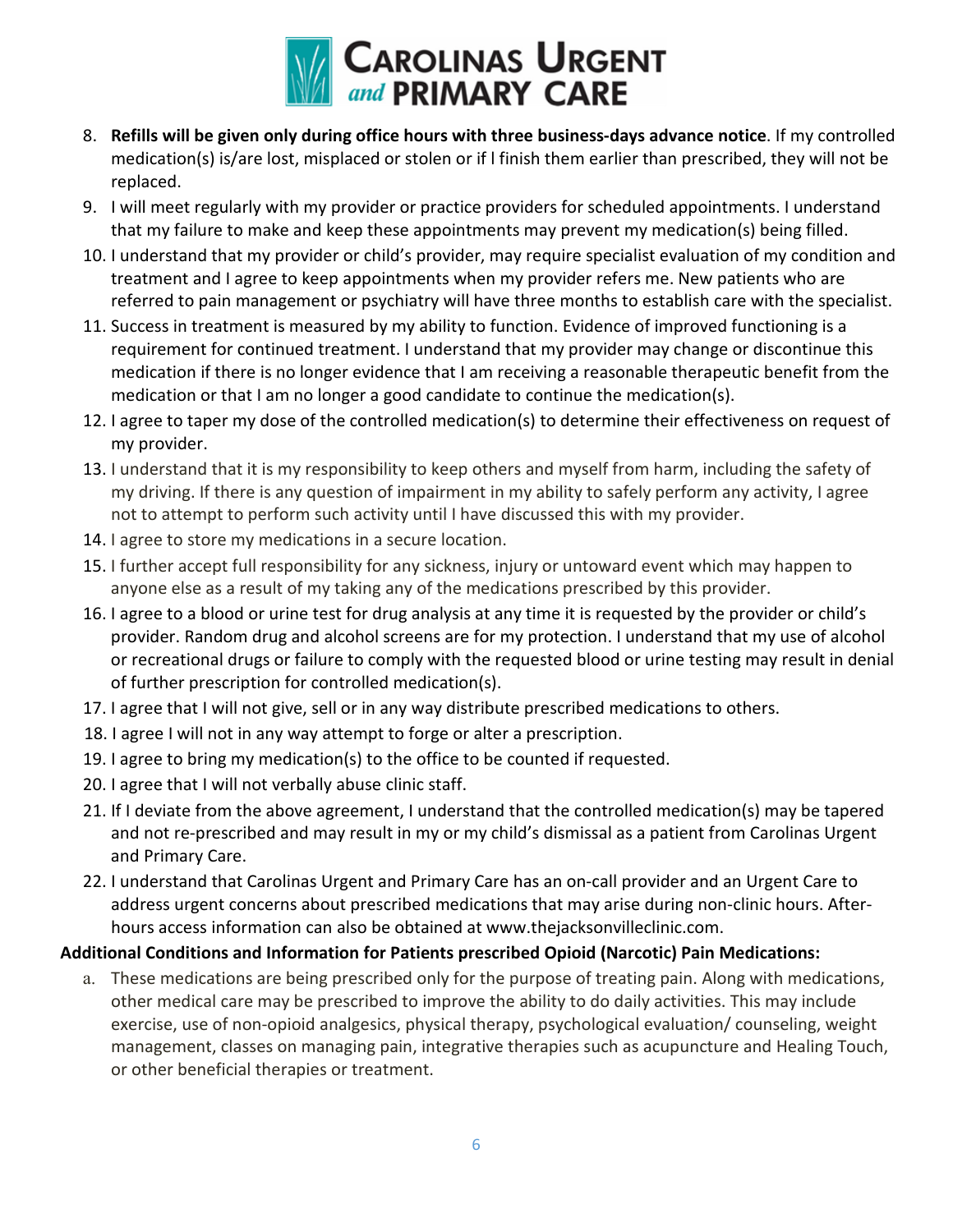8. **Refills will be given only during office hours with three business-days advance notice**. If my controlled medication(s) is/are lost, misplaced or stolen or if I finish them earlier than prescribed, they will not be replaced.
9. I will meet regularly with my provider or practice providers for scheduled appointments. I understand that my failure to make and keep these appointments may prevent my medication(s) being filled.
10. I understand that my provider or child's provider, may require specialist evaluation of my condition and treatment and I agree to keep appointments when my provider refers me. New patients who are referred to pain management or psychiatry will have three months to establish care with the specialist.
11. Success in treatment is measured by my ability to function. Evidence of improved functioning is a requirement for continued treatment. I understand that my provider may change or discontinue this medication if there is no longer evidence that I am receiving a reasonable therapeutic benefit from the medication or that I am no longer a good candidate to continue the medication(s).
12. I agree to taper my dose of the controlled medication(s) to determine their effectiveness on request of my provider.
13. I understand that it is my responsibility to keep others and myself from harm, including the safety of my driving. If there is any question of impairment in my ability to safely perform any activity, I agree not to attempt to perform such activity until I have discussed this with my provider.
14. I agree to store my medications in a secure location.
15. I further accept full responsibility for any sickness, injury or untoward event which may happen to anyone else as a result of my taking any of the medications prescribed by this provider.
16. I agree to a blood or urine test for drug analysis at any time it is requested by the provider or child's provider. Random drug and alcohol screens are for my protection. I understand that my use of alcohol or recreational drugs or failure to comply with the requested blood or urine testing may result in denial of further prescription for controlled medication(s).
17. I agree that I will not give, sell or in any way distribute prescribed medications to others.
18. I agree I will not in any way attempt to forge or alter a prescription.
19. I agree to bring my medication(s) to the office to be counted if requested.
20. I agree that I will not verbally abuse clinic staff.
21. If I deviate from the above agreement, I understand that the controlled medication(s) may be tapered and not re-prescribed and may result in my or my child's dismissal as a patient from Carolinas Urgent and Primary Care.
22. I understand that Carolinas Urgent and Primary Care has an on-call provider and an Urgent Care to address urgent concerns about prescribed medications that may arise during non-clinic hours. After-hours access information can also be obtained at www.thejacksonvilleclinic.com.

**Additional Conditions and Information for Patients prescribed Opioid (Narcotic) Pain Medications:**

a. These medications are being prescribed only for the purpose of treating pain. Along with medications, other medical care may be prescribed to improve the ability to do daily activities. This may include exercise, use of non-opioid analgesics, physical therapy, psychological evaluation/ counseling, weight management, classes on managing pain, integrative therapies such as acupuncture and Healing Touch, or other beneficial therapies or treatment.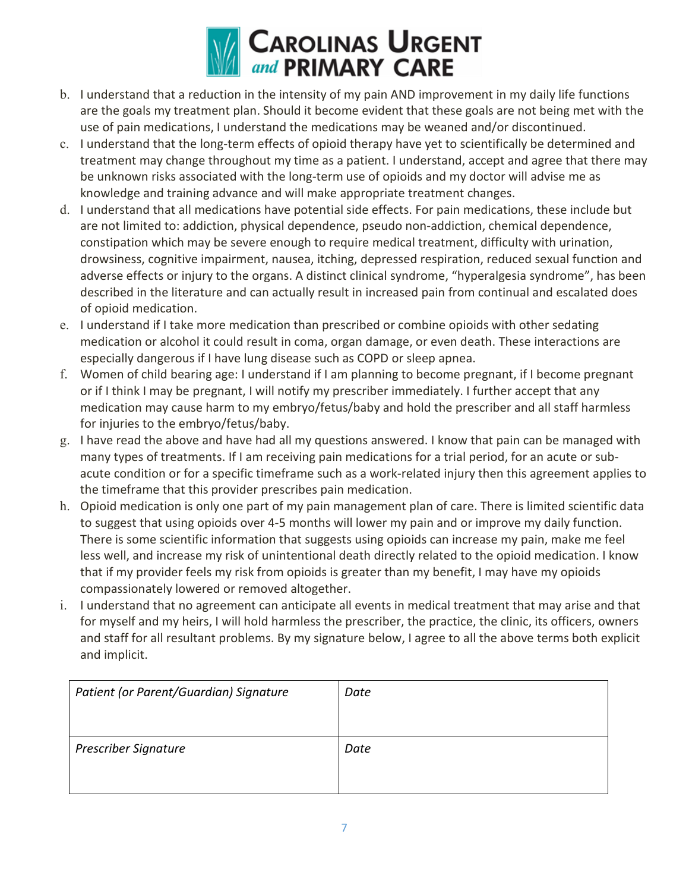b. I understand that a reduction in the intensity of my pain AND improvement in my daily life functions are the goals my treatment plan. Should it become evident that these goals are not being met with the use of pain medications, I understand the medications may be weaned and/or discontinued.

c. I understand that the long-term effects of opioid therapy have yet to scientifically be determined and treatment may change throughout my time as a patient. I understand, accept and agree that there may be unknown risks associated with the long-term use of opioids and my doctor will advise me as knowledge and training advance and will make appropriate treatment changes.

d. I understand that all medications have potential side effects. For pain medications, these include but are not limited to: addiction, physical dependence, pseudo non-addiction, chemical dependence, constipation which may be severe enough to require medical treatment, difficulty with urination, drowsiness, cognitive impairment, nausea, itching, depressed respiration, reduced sexual function and adverse effects or injury to the organs. A distinct clinical syndrome, "hyperalgesia syndrome", has been described in the literature and can actually result in increased pain from continual and escalated does of opioid medication.

e. I understand if I take more medication than prescribed or combine opioids with other sedating medication or alcohol it could result in coma, organ damage, or even death. These interactions are especially dangerous if I have lung disease such as COPD or sleep apnea.

f. Women of child bearing age: I understand if I am planning to become pregnant, if I become pregnant or if I think I may be pregnant, I will notify my prescriber immediately. I further accept that any medication may cause harm to my embryo/fetus/baby and hold the prescriber and all staff harmless for injuries to the embryo/fetus/baby.

g. I have read the above and have had all my questions answered. I know that pain can be managed with many types of treatments. If I am receiving pain medications for a trial period, for an acute or sub-acute condition or for a specific timeframe such as a work-related injury then this agreement applies to the timeframe that this provider prescribes pain medication.

h. Opioid medication is only one part of my pain management plan of care. There is limited scientific data to suggest that using opioids over 4-5 months will lower my pain and or improve my daily function. There is some scientific information that suggests using opioids can increase my pain, make me feel less well, and increase my risk of unintentional death directly related to the opioid medication. I know that if my provider feels my risk from opioids is greater than my benefit, I may have my opioids compassionately lowered or removed altogether.

i. I understand that no agreement can anticipate all events in medical treatment that may arise and that for myself and my heirs, I will hold harmless the prescriber, the practice, the clinic, its officers, owners and staff for all resultant problems. By my signature below, I agree to all the above terms both explicit and implicit.

| | |
|---|---|
| *Patient (or Parent/Guardian) Signature* | *Date* |
| *Prescriber Signature* | *Date* |